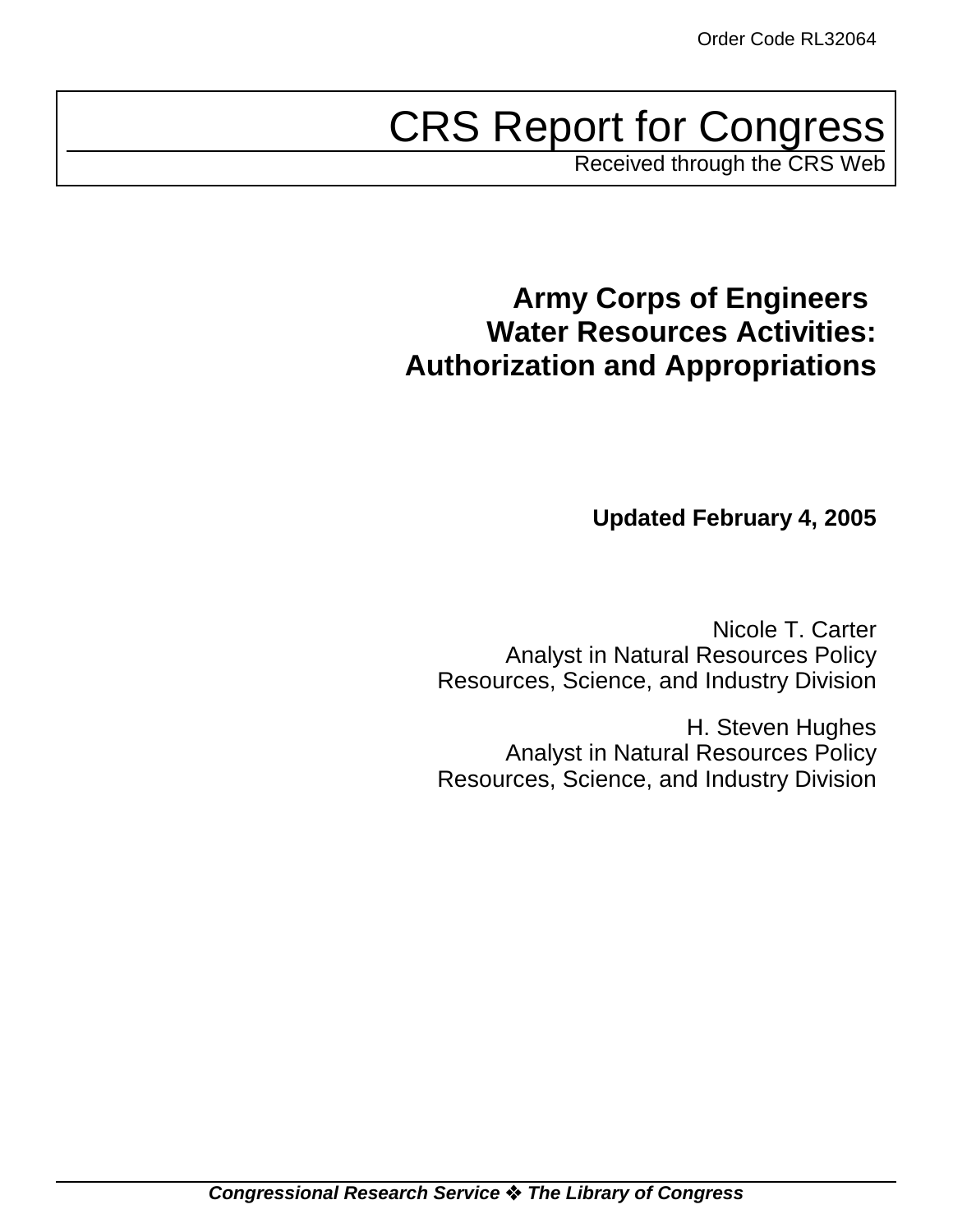Order Code RL32064

# CRS Report for Congress

Received through the CRS Web

## Army Corps of Engineers Water Resources Activities: Authorization and Appropriations

**Updated February 4, 2005**

Nicole T. Carter
Analyst in Natural Resources Policy
Resources, Science, and Industry Division

H. Steven Hughes
Analyst in Natural Resources Policy
Resources, Science, and Industry Division

***Congressional Research Service ❖ The Library of Congress***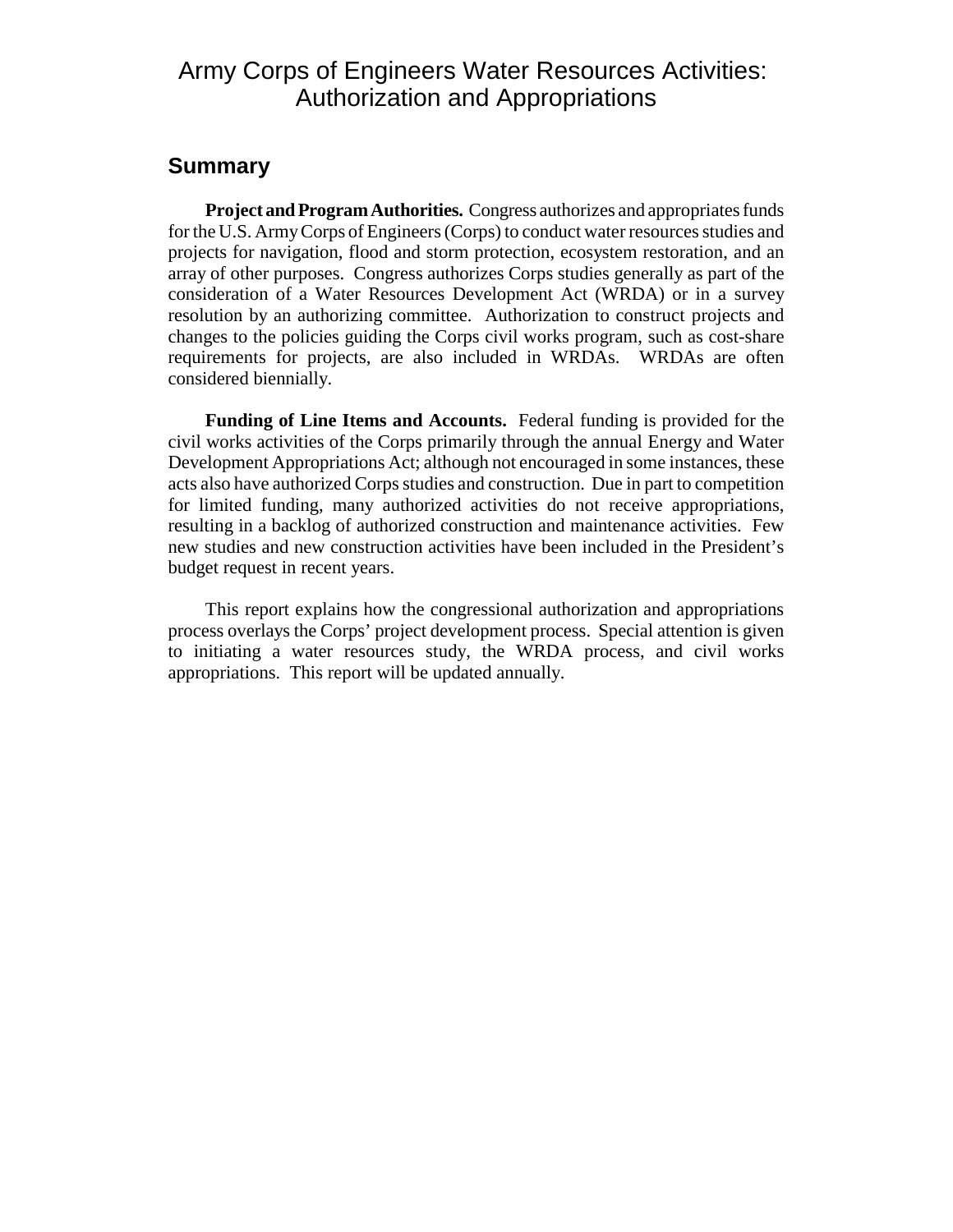# Army Corps of Engineers Water Resources Activities: Authorization and Appropriations

## Summary

**Project and Program Authorities.** Congress authorizes and appropriates funds for the U.S. Army Corps of Engineers (Corps) to conduct water resources studies and projects for navigation, flood and storm protection, ecosystem restoration, and an array of other purposes. Congress authorizes Corps studies generally as part of the consideration of a Water Resources Development Act (WRDA) or in a survey resolution by an authorizing committee. Authorization to construct projects and changes to the policies guiding the Corps civil works program, such as cost-share requirements for projects, are also included in WRDAs. WRDAs are often considered biennially.

**Funding of Line Items and Accounts.** Federal funding is provided for the civil works activities of the Corps primarily through the annual Energy and Water Development Appropriations Act; although not encouraged in some instances, these acts also have authorized Corps studies and construction. Due in part to competition for limited funding, many authorized activities do not receive appropriations, resulting in a backlog of authorized construction and maintenance activities. Few new studies and new construction activities have been included in the President's budget request in recent years.

This report explains how the congressional authorization and appropriations process overlays the Corps' project development process. Special attention is given to initiating a water resources study, the WRDA process, and civil works appropriations. This report will be updated annually.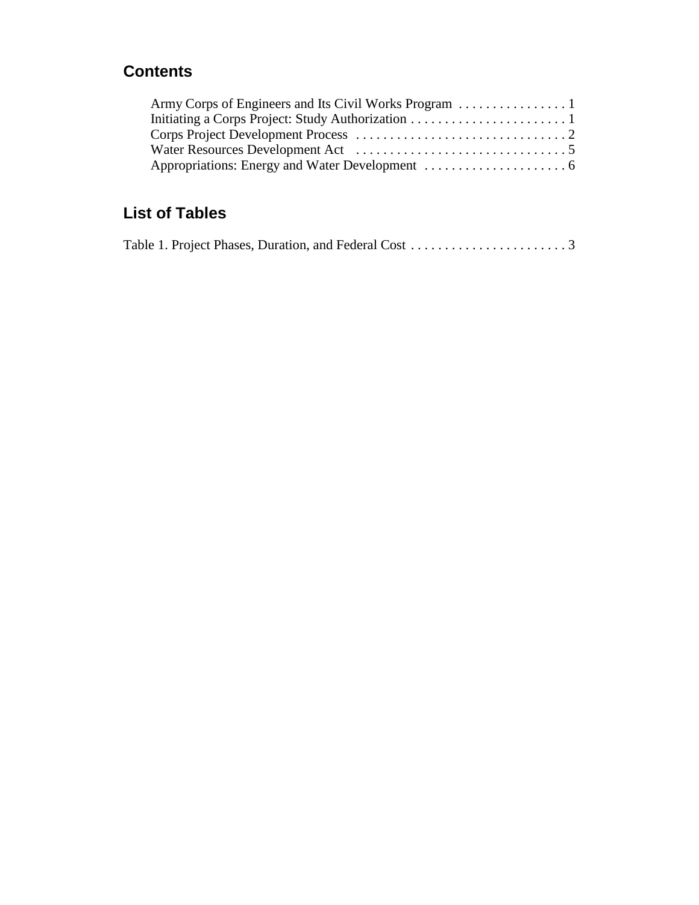## Contents

Army Corps of Engineers and Its Civil Works Program . . . . . . . . . . . . . . . . 1
Initiating a Corps Project: Study Authorization . . . . . . . . . . . . . . . . . . . . . . . 1
Corps Project Development Process . . . . . . . . . . . . . . . . . . . . . . . . . . . . . . . 2
Water Resources Development Act . . . . . . . . . . . . . . . . . . . . . . . . . . . . . . . 5
Appropriations: Energy and Water Development . . . . . . . . . . . . . . . . . . . . . 6

## List of Tables

Table 1. Project Phases, Duration, and Federal Cost . . . . . . . . . . . . . . . . . . . . . . . 3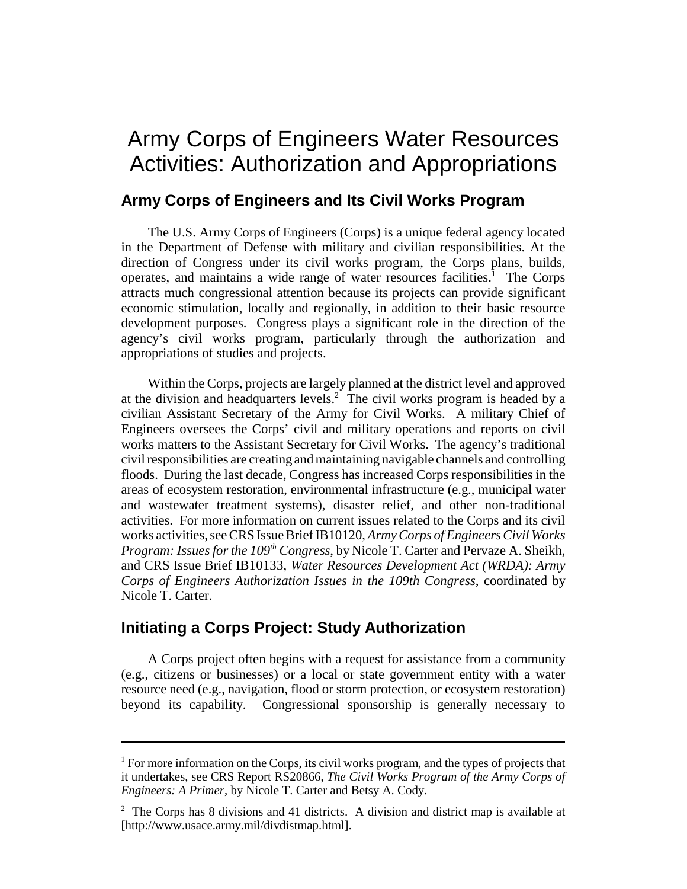# Army Corps of Engineers Water Resources Activities: Authorization and Appropriations

## Army Corps of Engineers and Its Civil Works Program

The U.S. Army Corps of Engineers (Corps) is a unique federal agency located in the Department of Defense with military and civilian responsibilities. At the direction of Congress under its civil works program, the Corps plans, builds, operates, and maintains a wide range of water resources facilities.[1] The Corps attracts much congressional attention because its projects can provide significant economic stimulation, locally and regionally, in addition to their basic resource development purposes. Congress plays a significant role in the direction of the agency's civil works program, particularly through the authorization and appropriations of studies and projects.

Within the Corps, projects are largely planned at the district level and approved at the division and headquarters levels.[2] The civil works program is headed by a civilian Assistant Secretary of the Army for Civil Works. A military Chief of Engineers oversees the Corps' civil and military operations and reports on civil works matters to the Assistant Secretary for Civil Works. The agency's traditional civil responsibilities are creating and maintaining navigable channels and controlling floods. During the last decade, Congress has increased Corps responsibilities in the areas of ecosystem restoration, environmental infrastructure (e.g., municipal water and wastewater treatment systems), disaster relief, and other non-traditional activities. For more information on current issues related to the Corps and its civil works activities, see CRS Issue Brief IB10120, *Army Corps of Engineers Civil Works Program: Issues for the 109th Congress*, by Nicole T. Carter and Pervaze A. Sheikh, and CRS Issue Brief IB10133, *Water Resources Development Act (WRDA): Army Corps of Engineers Authorization Issues in the 109th Congress*, coordinated by Nicole T. Carter.

## Initiating a Corps Project: Study Authorization

A Corps project often begins with a request for assistance from a community (e.g., citizens or businesses) or a local or state government entity with a water resource need (e.g., navigation, flood or storm protection, or ecosystem restoration) beyond its capability. Congressional sponsorship is generally necessary to

---

[1] For more information on the Corps, its civil works program, and the types of projects that it undertakes, see CRS Report RS20866, *The Civil Works Program of the Army Corps of Engineers: A Primer*, by Nicole T. Carter and Betsy A. Cody.

[2] The Corps has 8 divisions and 41 districts. A division and district map is available at [http://www.usace.army.mil/divdistmap.html].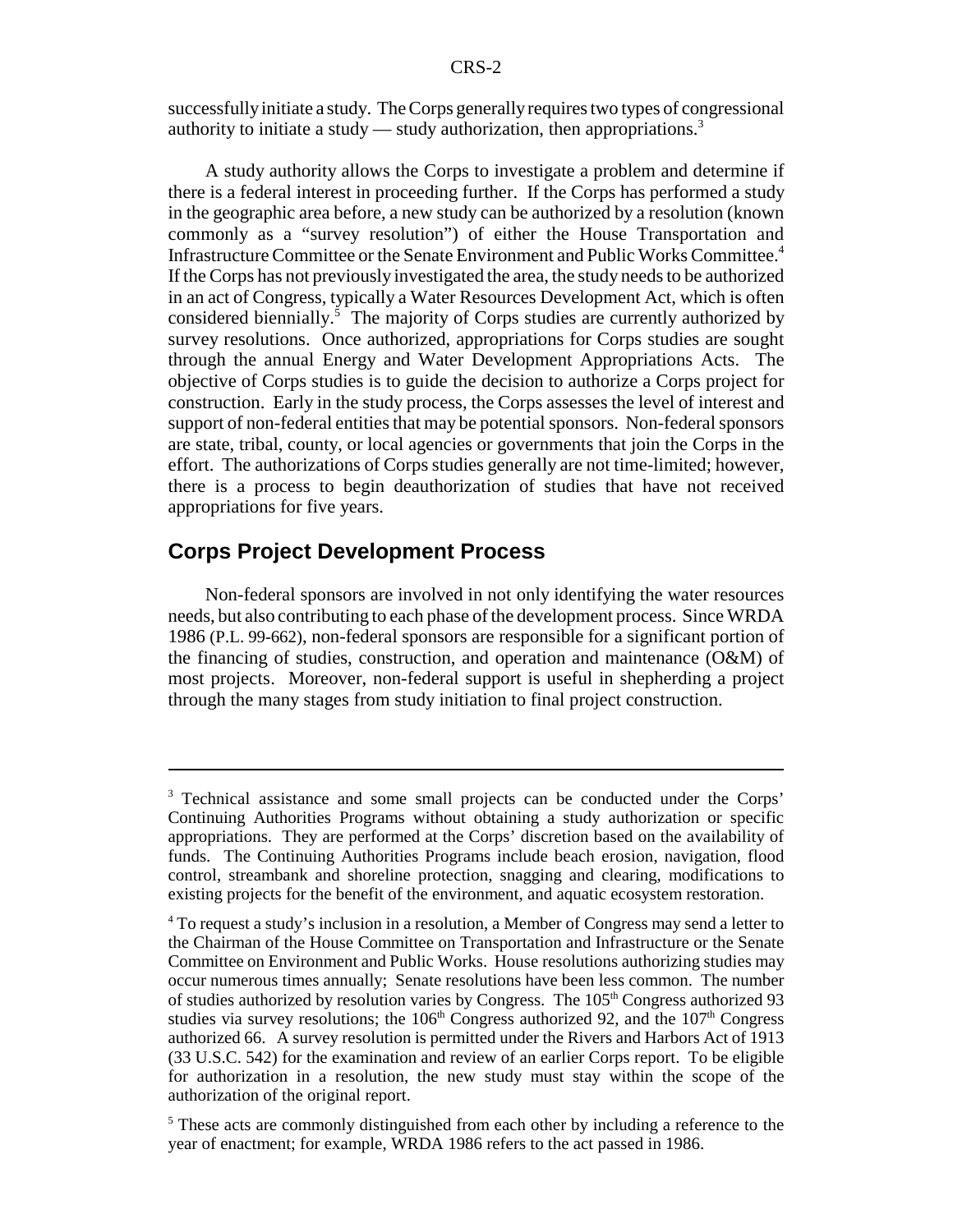successfully initiate a study. The Corps generally requires two types of congressional authority to initiate a study — study authorization, then appropriations.[3]

A study authority allows the Corps to investigate a problem and determine if there is a federal interest in proceeding further. If the Corps has performed a study in the geographic area before, a new study can be authorized by a resolution (known commonly as a "survey resolution") of either the House Transportation and Infrastructure Committee or the Senate Environment and Public Works Committee.[4] If the Corps has not previously investigated the area, the study needs to be authorized in an act of Congress, typically a Water Resources Development Act, which is often considered biennially.[5] The majority of Corps studies are currently authorized by survey resolutions. Once authorized, appropriations for Corps studies are sought through the annual Energy and Water Development Appropriations Acts. The objective of Corps studies is to guide the decision to authorize a Corps project for construction. Early in the study process, the Corps assesses the level of interest and support of non-federal entities that may be potential sponsors. Non-federal sponsors are state, tribal, county, or local agencies or governments that join the Corps in the effort. The authorizations of Corps studies generally are not time-limited; however, there is a process to begin deauthorization of studies that have not received appropriations for five years.

## Corps Project Development Process

Non-federal sponsors are involved in not only identifying the water resources needs, but also contributing to each phase of the development process. Since WRDA 1986 (P.L. 99-662), non-federal sponsors are responsible for a significant portion of the financing of studies, construction, and operation and maintenance (O&M) of most projects. Moreover, non-federal support is useful in shepherding a project through the many stages from study initiation to final project construction.

---

[3] Technical assistance and some small projects can be conducted under the Corps' Continuing Authorities Programs without obtaining a study authorization or specific appropriations. They are performed at the Corps' discretion based on the availability of funds. The Continuing Authorities Programs include beach erosion, navigation, flood control, streambank and shoreline protection, snagging and clearing, modifications to existing projects for the benefit of the environment, and aquatic ecosystem restoration.

[4] To request a study's inclusion in a resolution, a Member of Congress may send a letter to the Chairman of the House Committee on Transportation and Infrastructure or the Senate Committee on Environment and Public Works. House resolutions authorizing studies may occur numerous times annually; Senate resolutions have been less common. The number of studies authorized by resolution varies by Congress. The 105th Congress authorized 93 studies via survey resolutions; the 106th Congress authorized 92, and the 107th Congress authorized 66. A survey resolution is permitted under the Rivers and Harbors Act of 1913 (33 U.S.C. 542) for the examination and review of an earlier Corps report. To be eligible for authorization in a resolution, the new study must stay within the scope of the authorization of the original report.

[5] These acts are commonly distinguished from each other by including a reference to the year of enactment; for example, WRDA 1986 refers to the act passed in 1986.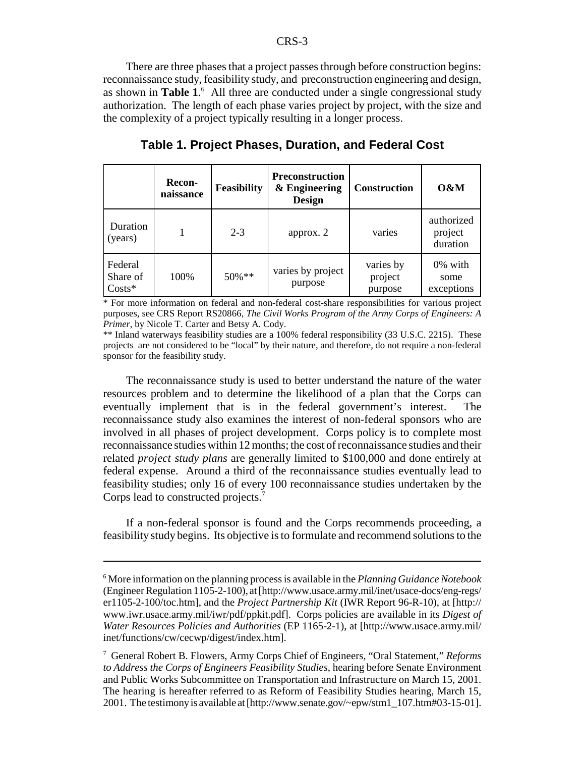There are three phases that a project passes through before construction begins: reconnaissance study, feasibility study, and preconstruction engineering and design, as shown in **Table 1**.[6] All three are conducted under a single congressional study authorization. The length of each phase varies project by project, with the size and the complexity of a project typically resulting in a longer process.

**Table 1. Project Phases, Duration, and Federal Cost**

| | Recon-naissance | Feasibility | Preconstruction & Engineering Design | Construction | O&M |
|---|---|---|---|---|---|
| Duration (years) | 1 | 2-3 | approx. 2 | varies | authorized project duration |
| Federal Share of Costs* | 100% | 50%** | varies by project purpose | varies by project purpose | 0% with some exceptions |

\* For more information on federal and non-federal cost-share responsibilities for various project purposes, see CRS Report RS20866, *The Civil Works Program of the Army Corps of Engineers: A Primer*, by Nicole T. Carter and Betsy A. Cody.

** Inland waterways feasibility studies are a 100% federal responsibility (33 U.S.C. 2215). These projects are not considered to be "local" by their nature, and therefore, do not require a non-federal sponsor for the feasibility study.

The reconnaissance study is used to better understand the nature of the water resources problem and to determine the likelihood of a plan that the Corps can eventually implement that is in the federal government's interest. The reconnaissance study also examines the interest of non-federal sponsors who are involved in all phases of project development. Corps policy is to complete most reconnaissance studies within 12 months; the cost of reconnaissance studies and their related *project study plans* are generally limited to $100,000 and done entirely at federal expense. Around a third of the reconnaissance studies eventually lead to feasibility studies; only 16 of every 100 reconnaissance studies undertaken by the Corps lead to constructed projects.[7]

If a non-federal sponsor is found and the Corps recommends proceeding, a feasibility study begins. Its objective is to formulate and recommend solutions to the

---

[6] More information on the planning process is available in the *Planning Guidance Notebook* (Engineer Regulation 1105-2-100), at [http://www.usace.army.mil/inet/usace-docs/eng-regs/er1105-2-100/toc.htm], and the *Project Partnership Kit* (IWR Report 96-R-10), at [http://www.iwr.usace.army.mil/iwr/pdf/ppkit.pdf]. Corps policies are available in its *Digest of Water Resources Policies and Authorities* (EP 1165-2-1), at [http://www.usace.army.mil/inet/functions/cw/cecwp/digest/index.htm].

[7] General Robert B. Flowers, Army Corps Chief of Engineers, "Oral Statement," *Reforms to Address the Corps of Engineers Feasibility Studies*, hearing before Senate Environment and Public Works Subcommittee on Transportation and Infrastructure on March 15, 2001. The hearing is hereafter referred to as Reform of Feasibility Studies hearing, March 15, 2001. The testimony is available at [http://www.senate.gov/~epw/stm1_107.htm#03-15-01].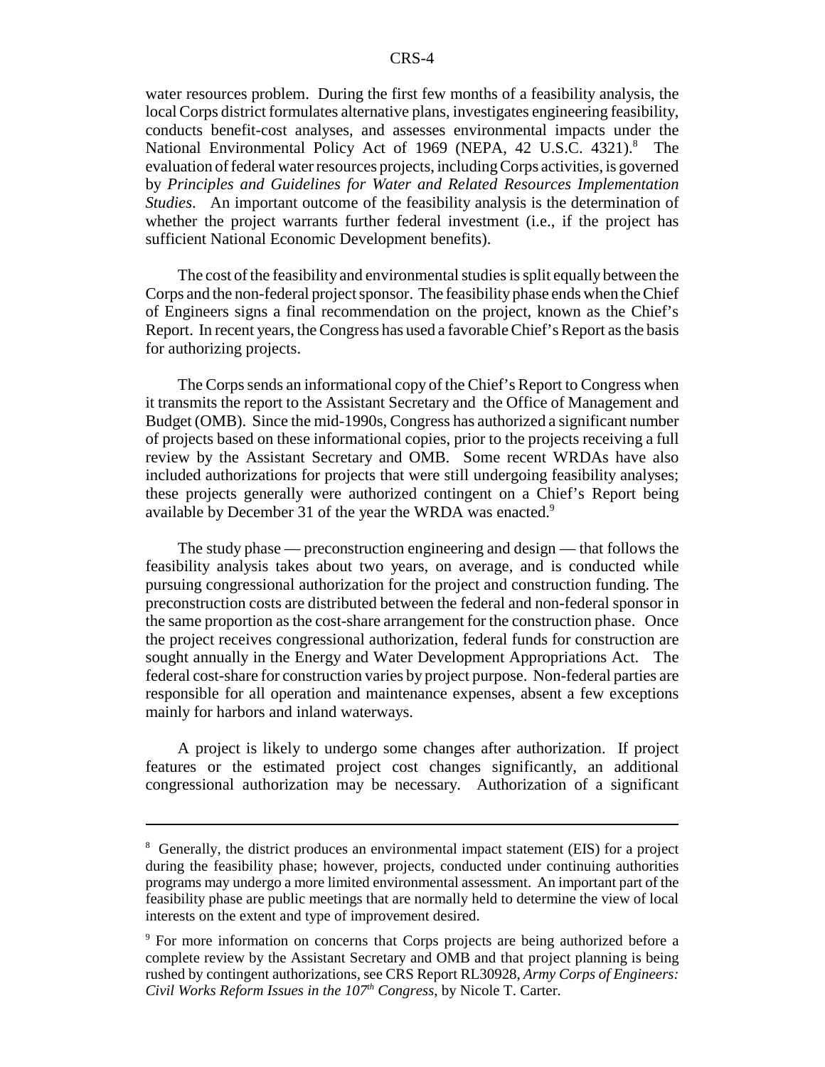water resources problem. During the first few months of a feasibility analysis, the local Corps district formulates alternative plans, investigates engineering feasibility, conducts benefit-cost analyses, and assesses environmental impacts under the National Environmental Policy Act of 1969 (NEPA, 42 U.S.C. 4321).[8] The evaluation of federal water resources projects, including Corps activities, is governed by *Principles and Guidelines for Water and Related Resources Implementation Studies*. An important outcome of the feasibility analysis is the determination of whether the project warrants further federal investment (i.e., if the project has sufficient National Economic Development benefits).

The cost of the feasibility and environmental studies is split equally between the Corps and the non-federal project sponsor. The feasibility phase ends when the Chief of Engineers signs a final recommendation on the project, known as the Chief's Report. In recent years, the Congress has used a favorable Chief's Report as the basis for authorizing projects.

The Corps sends an informational copy of the Chief's Report to Congress when it transmits the report to the Assistant Secretary and the Office of Management and Budget (OMB). Since the mid-1990s, Congress has authorized a significant number of projects based on these informational copies, prior to the projects receiving a full review by the Assistant Secretary and OMB. Some recent WRDAs have also included authorizations for projects that were still undergoing feasibility analyses; these projects generally were authorized contingent on a Chief's Report being available by December 31 of the year the WRDA was enacted.[9]

The study phase — preconstruction engineering and design — that follows the feasibility analysis takes about two years, on average, and is conducted while pursuing congressional authorization for the project and construction funding. The preconstruction costs are distributed between the federal and non-federal sponsor in the same proportion as the cost-share arrangement for the construction phase. Once the project receives congressional authorization, federal funds for construction are sought annually in the Energy and Water Development Appropriations Act. The federal cost-share for construction varies by project purpose. Non-federal parties are responsible for all operation and maintenance expenses, absent a few exceptions mainly for harbors and inland waterways.

A project is likely to undergo some changes after authorization. If project features or the estimated project cost changes significantly, an additional congressional authorization may be necessary. Authorization of a significant

---

[8] Generally, the district produces an environmental impact statement (EIS) for a project during the feasibility phase; however, projects, conducted under continuing authorities programs may undergo a more limited environmental assessment. An important part of the feasibility phase are public meetings that are normally held to determine the view of local interests on the extent and type of improvement desired.

[9] For more information on concerns that Corps projects are being authorized before a complete review by the Assistant Secretary and OMB and that project planning is being rushed by contingent authorizations, see CRS Report RL30928, *Army Corps of Engineers: Civil Works Reform Issues in the 107th Congress*, by Nicole T. Carter.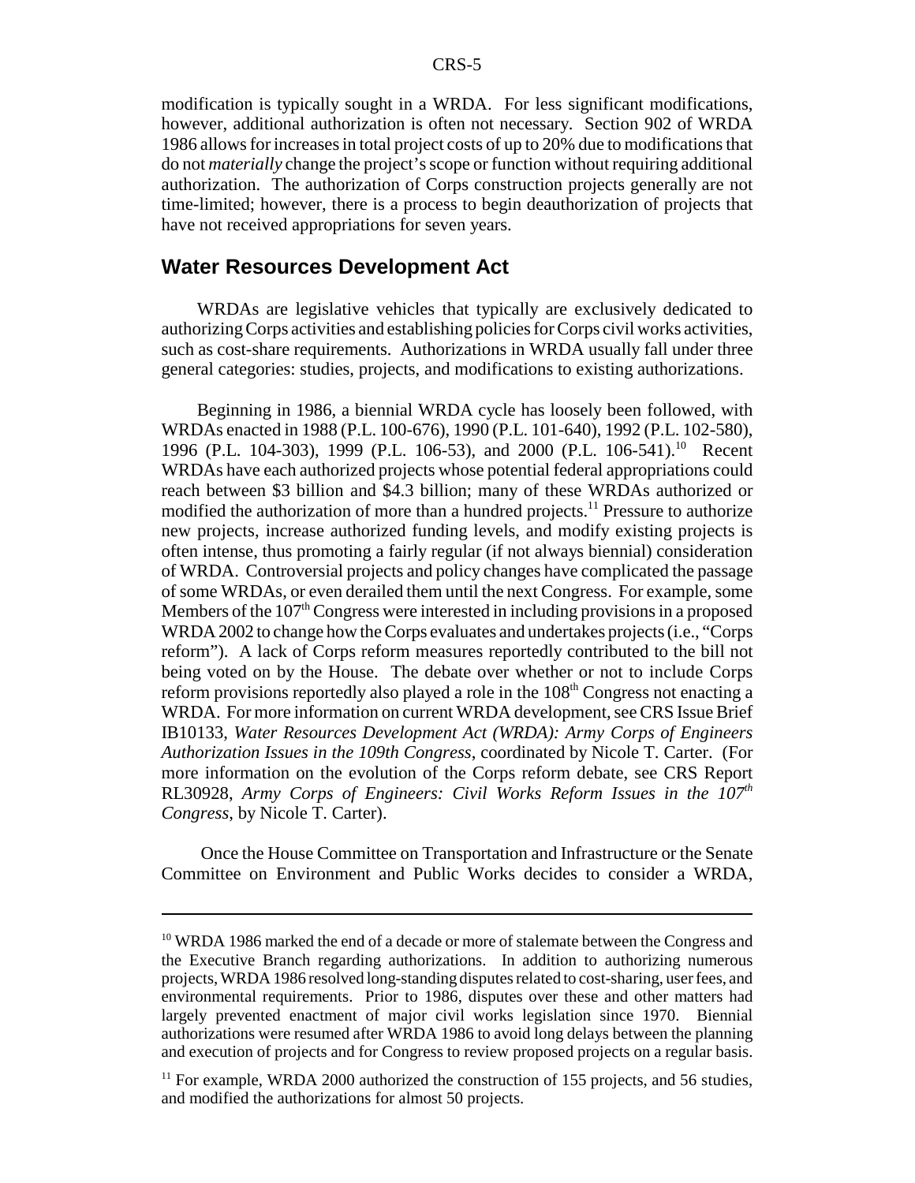modification is typically sought in a WRDA. For less significant modifications, however, additional authorization is often not necessary. Section 902 of WRDA 1986 allows for increases in total project costs of up to 20% due to modifications that do not *materially* change the project's scope or function without requiring additional authorization. The authorization of Corps construction projects generally are not time-limited; however, there is a process to begin deauthorization of projects that have not received appropriations for seven years.

## Water Resources Development Act

WRDAs are legislative vehicles that typically are exclusively dedicated to authorizing Corps activities and establishing policies for Corps civil works activities, such as cost-share requirements. Authorizations in WRDA usually fall under three general categories: studies, projects, and modifications to existing authorizations.

Beginning in 1986, a biennial WRDA cycle has loosely been followed, with WRDAs enacted in 1988 (P.L. 100-676), 1990 (P.L. 101-640), 1992 (P.L. 102-580), 1996 (P.L. 104-303), 1999 (P.L. 106-53), and 2000 (P.L. 106-541).[10] Recent WRDAs have each authorized projects whose potential federal appropriations could reach between $3 billion and $4.3 billion; many of these WRDAs authorized or modified the authorization of more than a hundred projects.[11] Pressure to authorize new projects, increase authorized funding levels, and modify existing projects is often intense, thus promoting a fairly regular (if not always biennial) consideration of WRDA. Controversial projects and policy changes have complicated the passage of some WRDAs, or even derailed them until the next Congress. For example, some Members of the 107th Congress were interested in including provisions in a proposed WRDA 2002 to change how the Corps evaluates and undertakes projects (i.e., "Corps reform"). A lack of Corps reform measures reportedly contributed to the bill not being voted on by the House. The debate over whether or not to include Corps reform provisions reportedly also played a role in the 108th Congress not enacting a WRDA. For more information on current WRDA development, see CRS Issue Brief IB10133, *Water Resources Development Act (WRDA): Army Corps of Engineers Authorization Issues in the 109th Congress*, coordinated by Nicole T. Carter. (For more information on the evolution of the Corps reform debate, see CRS Report RL30928, *Army Corps of Engineers: Civil Works Reform Issues in the 107th Congress*, by Nicole T. Carter).

Once the House Committee on Transportation and Infrastructure or the Senate Committee on Environment and Public Works decides to consider a WRDA,

---

[10] WRDA 1986 marked the end of a decade or more of stalemate between the Congress and the Executive Branch regarding authorizations. In addition to authorizing numerous projects, WRDA 1986 resolved long-standing disputes related to cost-sharing, user fees, and environmental requirements. Prior to 1986, disputes over these and other matters had largely prevented enactment of major civil works legislation since 1970. Biennial authorizations were resumed after WRDA 1986 to avoid long delays between the planning and execution of projects and for Congress to review proposed projects on a regular basis.

[11] For example, WRDA 2000 authorized the construction of 155 projects, and 56 studies, and modified the authorizations for almost 50 projects.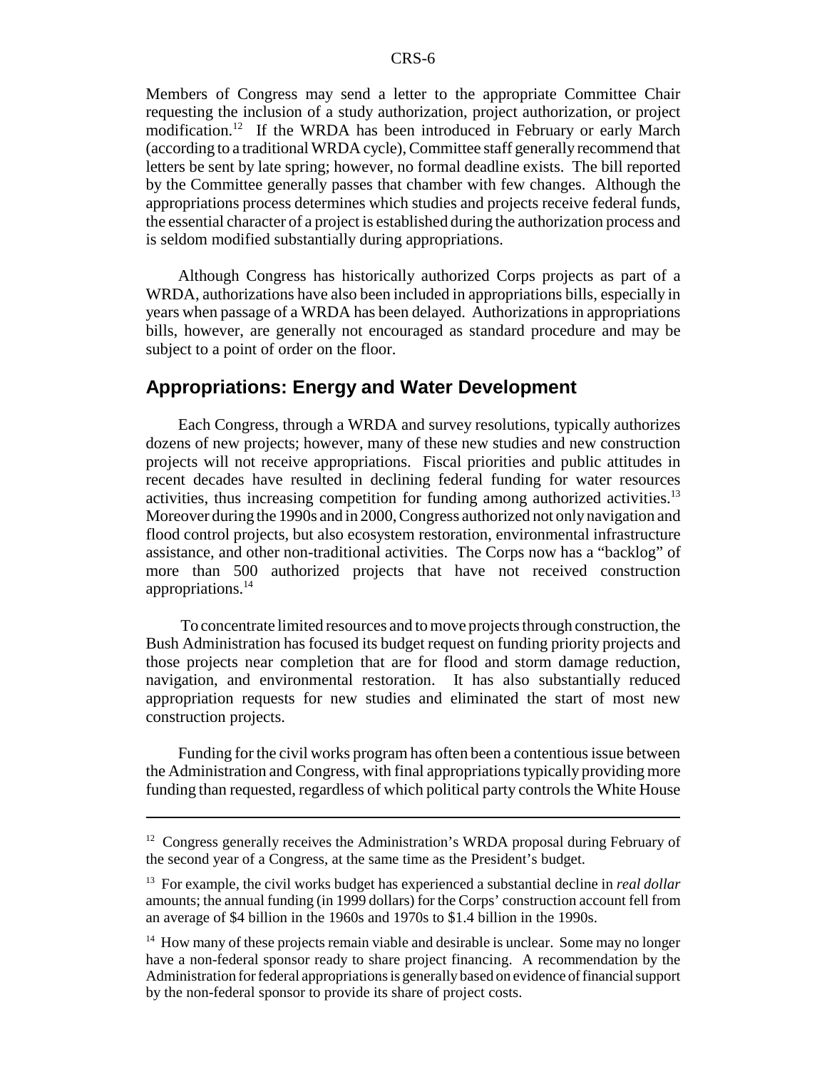Members of Congress may send a letter to the appropriate Committee Chair requesting the inclusion of a study authorization, project authorization, or project modification.[12] If the WRDA has been introduced in February or early March (according to a traditional WRDA cycle), Committee staff generally recommend that letters be sent by late spring; however, no formal deadline exists. The bill reported by the Committee generally passes that chamber with few changes. Although the appropriations process determines which studies and projects receive federal funds, the essential character of a project is established during the authorization process and is seldom modified substantially during appropriations.

Although Congress has historically authorized Corps projects as part of a WRDA, authorizations have also been included in appropriations bills, especially in years when passage of a WRDA has been delayed. Authorizations in appropriations bills, however, are generally not encouraged as standard procedure and may be subject to a point of order on the floor.

## Appropriations: Energy and Water Development

Each Congress, through a WRDA and survey resolutions, typically authorizes dozens of new projects; however, many of these new studies and new construction projects will not receive appropriations. Fiscal priorities and public attitudes in recent decades have resulted in declining federal funding for water resources activities, thus increasing competition for funding among authorized activities.[13] Moreover during the 1990s and in 2000, Congress authorized not only navigation and flood control projects, but also ecosystem restoration, environmental infrastructure assistance, and other non-traditional activities. The Corps now has a "backlog" of more than 500 authorized projects that have not received construction appropriations.[14]

To concentrate limited resources and to move projects through construction, the Bush Administration has focused its budget request on funding priority projects and those projects near completion that are for flood and storm damage reduction, navigation, and environmental restoration. It has also substantially reduced appropriation requests for new studies and eliminated the start of most new construction projects.

Funding for the civil works program has often been a contentious issue between the Administration and Congress, with final appropriations typically providing more funding than requested, regardless of which political party controls the White House

---

[12] Congress generally receives the Administration's WRDA proposal during February of the second year of a Congress, at the same time as the President's budget.

[13] For example, the civil works budget has experienced a substantial decline in *real dollar* amounts; the annual funding (in 1999 dollars) for the Corps' construction account fell from an average of $4 billion in the 1960s and 1970s to $1.4 billion in the 1990s.

[14] How many of these projects remain viable and desirable is unclear. Some may no longer have a non-federal sponsor ready to share project financing. A recommendation by the Administration for federal appropriations is generally based on evidence of financial support by the non-federal sponsor to provide its share of project costs.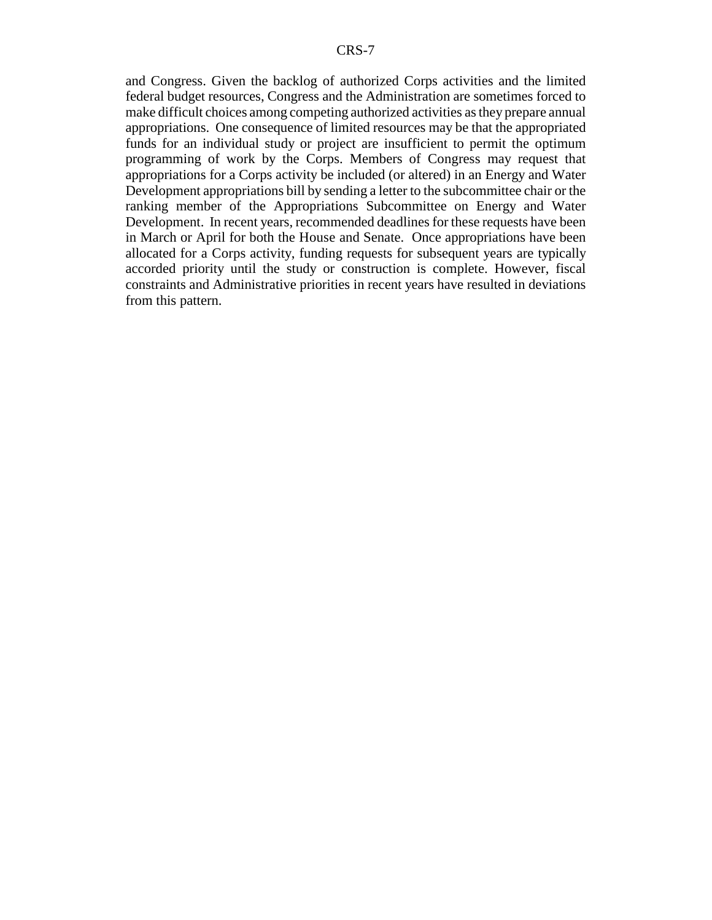and Congress. Given the backlog of authorized Corps activities and the limited federal budget resources, Congress and the Administration are sometimes forced to make difficult choices among competing authorized activities as they prepare annual appropriations. One consequence of limited resources may be that the appropriated funds for an individual study or project are insufficient to permit the optimum programming of work by the Corps. Members of Congress may request that appropriations for a Corps activity be included (or altered) in an Energy and Water Development appropriations bill by sending a letter to the subcommittee chair or the ranking member of the Appropriations Subcommittee on Energy and Water Development. In recent years, recommended deadlines for these requests have been in March or April for both the House and Senate. Once appropriations have been allocated for a Corps activity, funding requests for subsequent years are typically accorded priority until the study or construction is complete. However, fiscal constraints and Administrative priorities in recent years have resulted in deviations from this pattern.